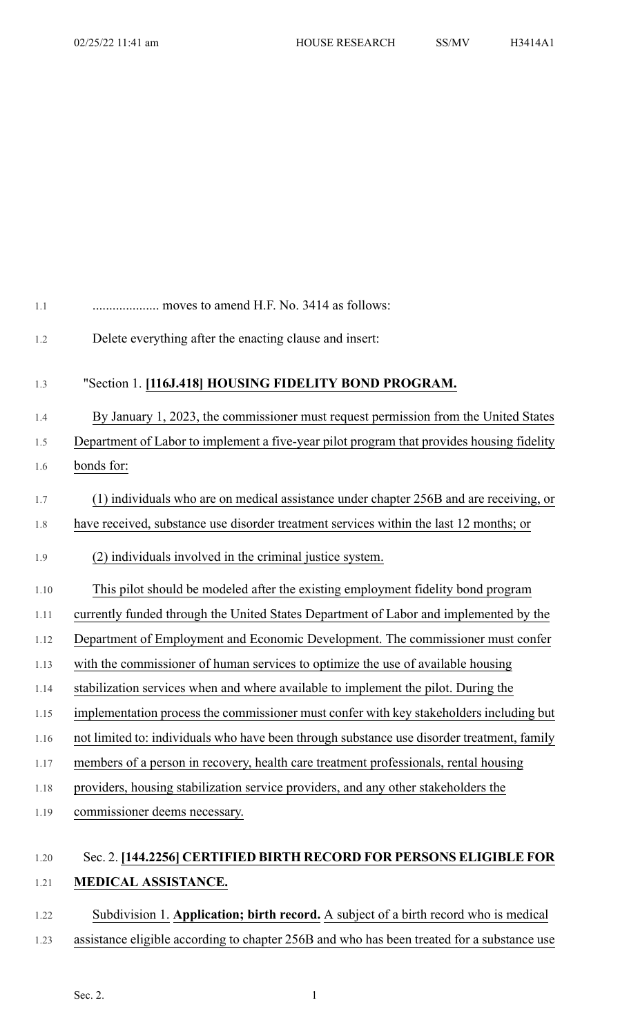.................... moves to amend H.F. No. 3414 as follows:

Delete everything after the enacting clause and insert:

"Section 1. **[116J.418] HOUSING FIDELITY BOND PROGRAM.**

By January 1, 2023, the commissioner must request permission from the United States Department of Labor to implement a five-year pilot program that provides housing fidelity bonds for:

(1) individuals who are on medical assistance under chapter 256B and are receiving, or have received, substance use disorder treatment services within the last 12 months; or

(2) individuals involved in the criminal justice system.

This pilot should be modeled after the existing employment fidelity bond program currently funded through the United States Department of Labor and implemented by the Department of Employment and Economic Development. The commissioner must confer with the commissioner of human services to optimize the use of available housing stabilization services when and where available to implement the pilot. During the implementation process the commissioner must confer with key stakeholders including but not limited to: individuals who have been through substance use disorder treatment, family members of a person in recovery, health care treatment professionals, rental housing providers, housing stabilization service providers, and any other stakeholders the commissioner deems necessary.

Sec. 2. **[144.2256] CERTIFIED BIRTH RECORD FOR PERSONS ELIGIBLE FOR MEDICAL ASSISTANCE.**

Subdivision 1. **Application; birth record.** A subject of a birth record who is medical assistance eligible according to chapter 256B and who has been treated for a substance use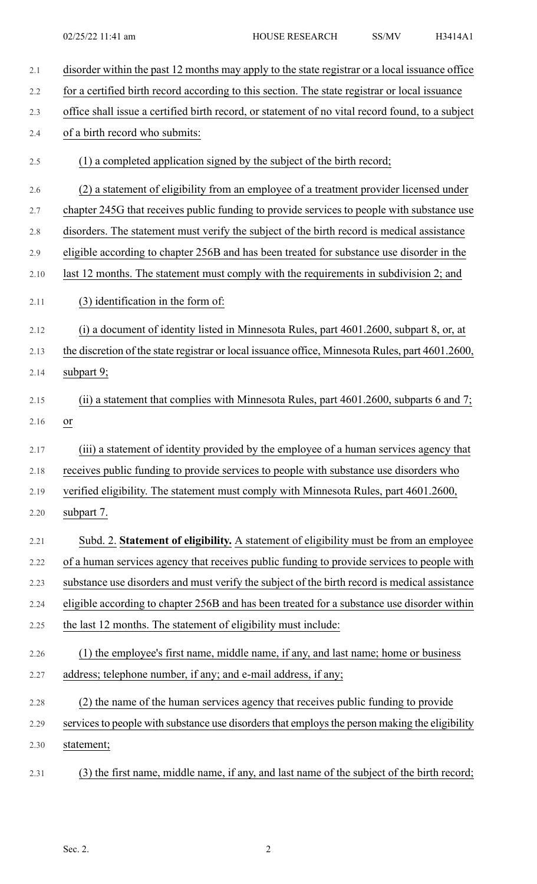disorder within the past 12 months may apply to the state registrar or a local issuance office for a certified birth record according to this section. The state registrar or local issuance office shall issue a certified birth record, or statement of no vital record found, to a subject of a birth record who submits:

(1) a completed application signed by the subject of the birth record;

(2) a statement of eligibility from an employee of a treatment provider licensed under chapter 245G that receives public funding to provide services to people with substance use disorders. The statement must verify the subject of the birth record is medical assistance eligible according to chapter 256B and has been treated for substance use disorder in the last 12 months. The statement must comply with the requirements in subdivision 2; and

(3) identification in the form of:

(i) a document of identity listed in Minnesota Rules, part 4601.2600, subpart 8, or, at the discretion of the state registrar or local issuance office, Minnesota Rules, part 4601.2600, subpart 9;

(ii) a statement that complies with Minnesota Rules, part 4601.2600, subparts 6 and 7; or

(iii) a statement of identity provided by the employee of a human services agency that receives public funding to provide services to people with substance use disorders who verified eligibility. The statement must comply with Minnesota Rules, part 4601.2600, subpart 7.

Subd. 2. **Statement of eligibility.** A statement of eligibility must be from an employee of a human services agency that receives public funding to provide services to people with substance use disorders and must verify the subject of the birth record is medical assistance eligible according to chapter 256B and has been treated for a substance use disorder within the last 12 months. The statement of eligibility must include:

(1) the employee's first name, middle name, if any, and last name; home or business address; telephone number, if any; and e-mail address, if any;

(2) the name of the human services agency that receives public funding to provide services to people with substance use disorders that employs the person making the eligibility statement;

(3) the first name, middle name, if any, and last name of the subject of the birth record;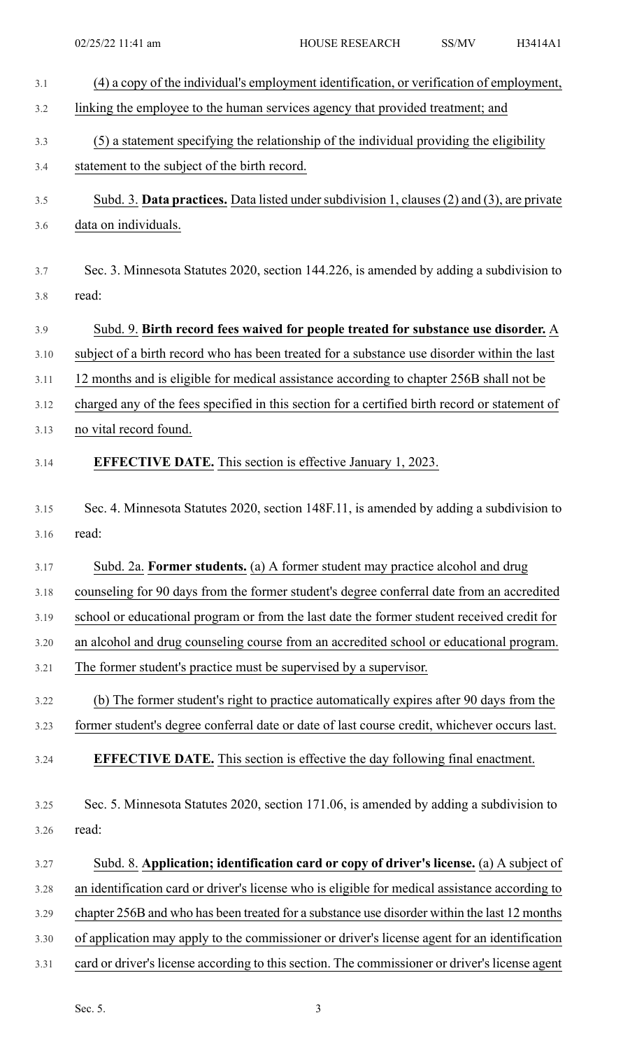(4) a copy of the individual's employment identification, or verification of employment, linking the employee to the human services agency that provided treatment; and

(5) a statement specifying the relationship of the individual providing the eligibility statement to the subject of the birth record.

Subd. 3. **Data practices.** Data listed under subdivision 1, clauses (2) and (3), are private data on individuals.

Sec. 3. Minnesota Statutes 2020, section 144.226, is amended by adding a subdivision to read:

Subd. 9. **Birth record fees waived for people treated for substance use disorder.** A subject of a birth record who has been treated for a substance use disorder within the last 12 months and is eligible for medical assistance according to chapter 256B shall not be charged any of the fees specified in this section for a certified birth record or statement of no vital record found.

**EFFECTIVE DATE.** This section is effective January 1, 2023.

Sec. 4. Minnesota Statutes 2020, section 148F.11, is amended by adding a subdivision to read:

Subd. 2a. **Former students.** (a) A former student may practice alcohol and drug counseling for 90 days from the former student's degree conferral date from an accredited school or educational program or from the last date the former student received credit for an alcohol and drug counseling course from an accredited school or educational program. The former student's practice must be supervised by a supervisor.

(b) The former student's right to practice automatically expires after 90 days from the former student's degree conferral date or date of last course credit, whichever occurs last.

**EFFECTIVE DATE.** This section is effective the day following final enactment.

Sec. 5. Minnesota Statutes 2020, section 171.06, is amended by adding a subdivision to read:

Subd. 8. **Application; identification card or copy of driver's license.** (a) A subject of an identification card or driver's license who is eligible for medical assistance according to chapter 256B and who has been treated for a substance use disorder within the last 12 months of application may apply to the commissioner or driver's license agent for an identification card or driver's license according to this section. The commissioner or driver's license agent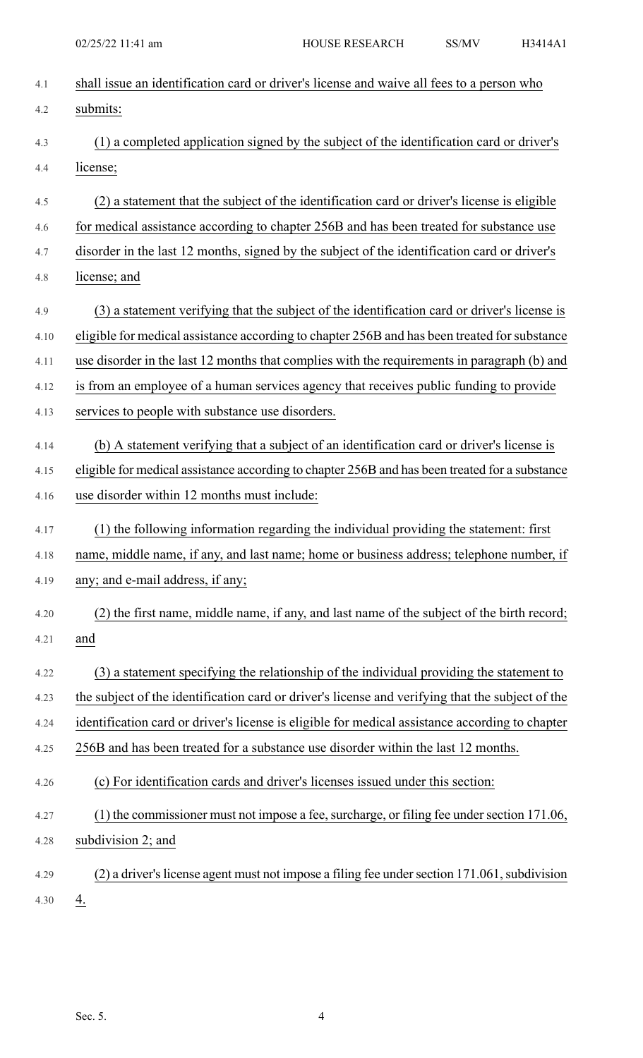shall issue an identification card or driver's license and waive all fees to a person who submits:

(1) a completed application signed by the subject of the identification card or driver's license;

(2) a statement that the subject of the identification card or driver's license is eligible for medical assistance according to chapter 256B and has been treated for substance use disorder in the last 12 months, signed by the subject of the identification card or driver's license; and

(3) a statement verifying that the subject of the identification card or driver's license is eligible for medical assistance according to chapter 256B and has been treated for substance use disorder in the last 12 months that complies with the requirements in paragraph (b) and is from an employee of a human services agency that receives public funding to provide services to people with substance use disorders.

(b) A statement verifying that a subject of an identification card or driver's license is eligible for medical assistance according to chapter 256B and has been treated for a substance use disorder within 12 months must include:

(1) the following information regarding the individual providing the statement: first name, middle name, if any, and last name; home or business address; telephone number, if any; and e-mail address, if any;

(2) the first name, middle name, if any, and last name of the subject of the birth record; and

(3) a statement specifying the relationship of the individual providing the statement to the subject of the identification card or driver's license and verifying that the subject of the identification card or driver's license is eligible for medical assistance according to chapter 256B and has been treated for a substance use disorder within the last 12 months.

(c) For identification cards and driver's licenses issued under this section:

(1) the commissioner must not impose a fee, surcharge, or filing fee under section 171.06, subdivision 2; and

(2) a driver's license agent must not impose a filing fee under section 171.061, subdivision 4.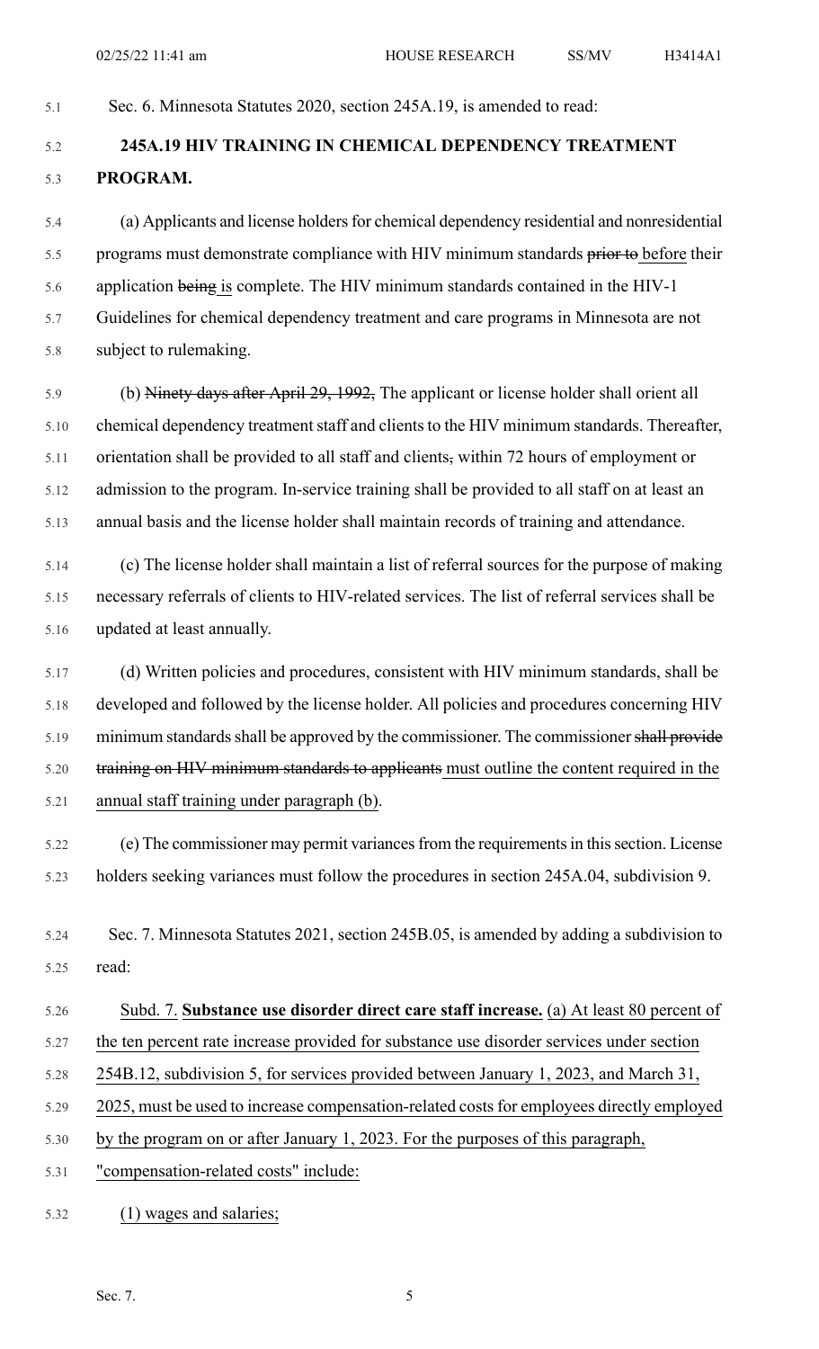Sec. 6. Minnesota Statutes 2020, section 245A.19, is amended to read:

**245A.19 HIV TRAINING IN CHEMICAL DEPENDENCY TREATMENT PROGRAM.**

(a) Applicants and license holders for chemical dependency residential and nonresidential programs must demonstrate compliance with HIV minimum standards ~~prior to~~ before their application ~~being~~ is complete. The HIV minimum standards contained in the HIV-1 Guidelines for chemical dependency treatment and care programs in Minnesota are not subject to rulemaking.

(b) ~~Ninety days after April 29, 1992,~~ The applicant or license holder shall orient all chemical dependency treatment staff and clients to the HIV minimum standards. Thereafter, orientation shall be provided to all staff and clients~~,~~ within 72 hours of employment or admission to the program. In-service training shall be provided to all staff on at least an annual basis and the license holder shall maintain records of training and attendance.

(c) The license holder shall maintain a list of referral sources for the purpose of making necessary referrals of clients to HIV-related services. The list of referral services shall be updated at least annually.

(d) Written policies and procedures, consistent with HIV minimum standards, shall be developed and followed by the license holder. All policies and procedures concerning HIV minimum standards shall be approved by the commissioner. The commissioner ~~shall provide training on HIV minimum standards to applicants~~ must outline the content required in the annual staff training under paragraph (b).

(e) The commissioner may permit variances from the requirements in this section. License holders seeking variances must follow the procedures in section 245A.04, subdivision 9.

Sec. 7. Minnesota Statutes 2021, section 245B.05, is amended by adding a subdivision to read:

Subd. 7. **Substance use disorder direct care staff increase.** (a) At least 80 percent of the ten percent rate increase provided for substance use disorder services under section 254B.12, subdivision 5, for services provided between January 1, 2023, and March 31, 2025, must be used to increase compensation-related costs for employees directly employed by the program on or after January 1, 2023. For the purposes of this paragraph, "compensation-related costs" include:

(1) wages and salaries;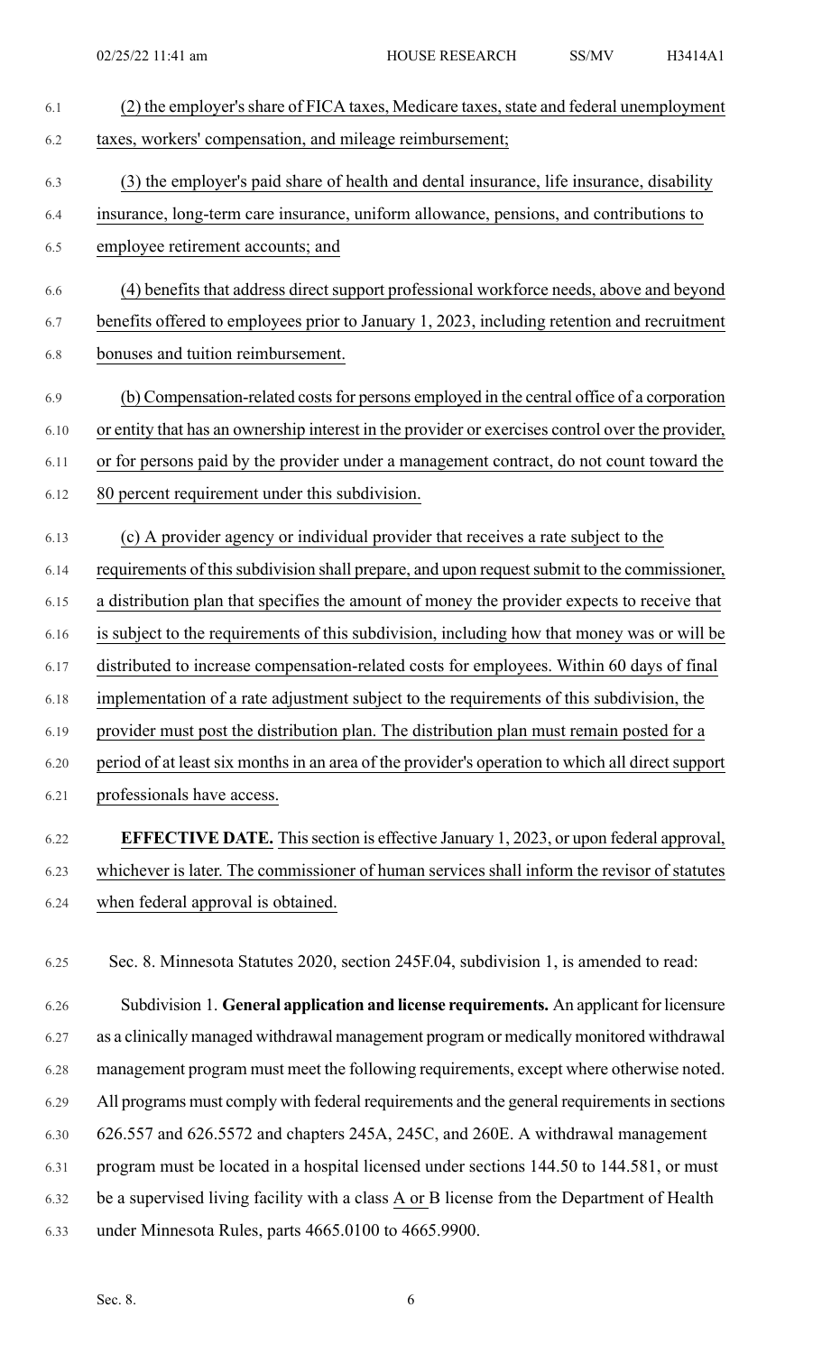(2) the employer's share of FICA taxes, Medicare taxes, state and federal unemployment taxes, workers' compensation, and mileage reimbursement;

(3) the employer's paid share of health and dental insurance, life insurance, disability insurance, long-term care insurance, uniform allowance, pensions, and contributions to employee retirement accounts; and

(4) benefits that address direct support professional workforce needs, above and beyond benefits offered to employees prior to January 1, 2023, including retention and recruitment bonuses and tuition reimbursement.

(b) Compensation-related costs for persons employed in the central office of a corporation or entity that has an ownership interest in the provider or exercises control over the provider, or for persons paid by the provider under a management contract, do not count toward the 80 percent requirement under this subdivision.

(c) A provider agency or individual provider that receives a rate subject to the requirements of this subdivision shall prepare, and upon request submit to the commissioner, a distribution plan that specifies the amount of money the provider expects to receive that is subject to the requirements of this subdivision, including how that money was or will be distributed to increase compensation-related costs for employees. Within 60 days of final implementation of a rate adjustment subject to the requirements of this subdivision, the provider must post the distribution plan. The distribution plan must remain posted for a period of at least six months in an area of the provider's operation to which all direct support professionals have access.

**EFFECTIVE DATE.** This section is effective January 1, 2023, or upon federal approval, whichever is later. The commissioner of human services shall inform the revisor of statutes when federal approval is obtained.

Sec. 8. Minnesota Statutes 2020, section 245F.04, subdivision 1, is amended to read:

Subdivision 1. **General application and license requirements.** An applicant for licensure as a clinically managed withdrawal management program or medically monitored withdrawal management program must meet the following requirements, except where otherwise noted. All programs must comply with federal requirements and the general requirements in sections 626.557 and 626.5572 and chapters 245A, 245C, and 260E. A withdrawal management program must be located in a hospital licensed under sections 144.50 to 144.581, or must be a supervised living facility with a class A or B license from the Department of Health under Minnesota Rules, parts 4665.0100 to 4665.9900.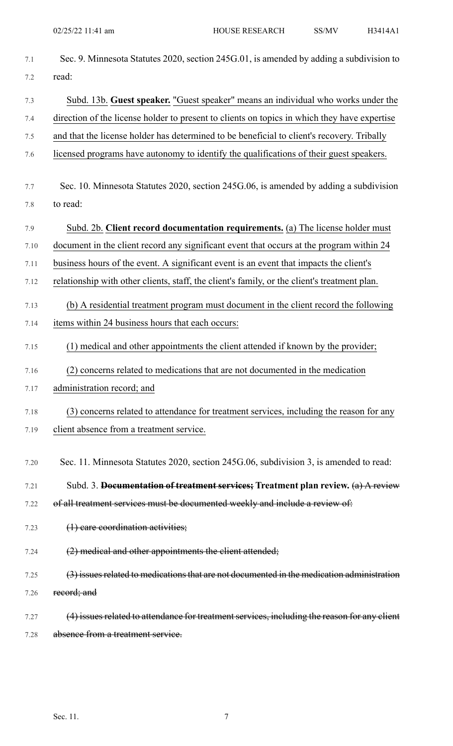Sec. 9. Minnesota Statutes 2020, section 245G.01, is amended by adding a subdivision to read:

Subd. 13b. **Guest speaker.** "Guest speaker" means an individual who works under the direction of the license holder to present to clients on topics in which they have expertise and that the license holder has determined to be beneficial to client's recovery. Tribally licensed programs have autonomy to identify the qualifications of their guest speakers.

Sec. 10. Minnesota Statutes 2020, section 245G.06, is amended by adding a subdivision to read:

Subd. 2b. **Client record documentation requirements.** (a) The license holder must document in the client record any significant event that occurs at the program within 24 business hours of the event. A significant event is an event that impacts the client's relationship with other clients, staff, the client's family, or the client's treatment plan.

(b) A residential treatment program must document in the client record the following items within 24 business hours that each occurs:

(1) medical and other appointments the client attended if known by the provider;

(2) concerns related to medications that are not documented in the medication administration record; and

(3) concerns related to attendance for treatment services, including the reason for any client absence from a treatment service.

Sec. 11. Minnesota Statutes 2020, section 245G.06, subdivision 3, is amended to read:

Subd. 3. ~~**Documentation of treatment services;**~~ **Treatment plan review.** ~~(a) A review of all treatment services must be documented weekly and include a review of:~~

~~(1) care coordination activities;~~

~~(2) medical and other appointments the client attended;~~

~~(3) issues related to medications that are not documented in the medication administration record; and~~

~~(4) issues related to attendance for treatment services, including the reason for any client absence from a treatment service.~~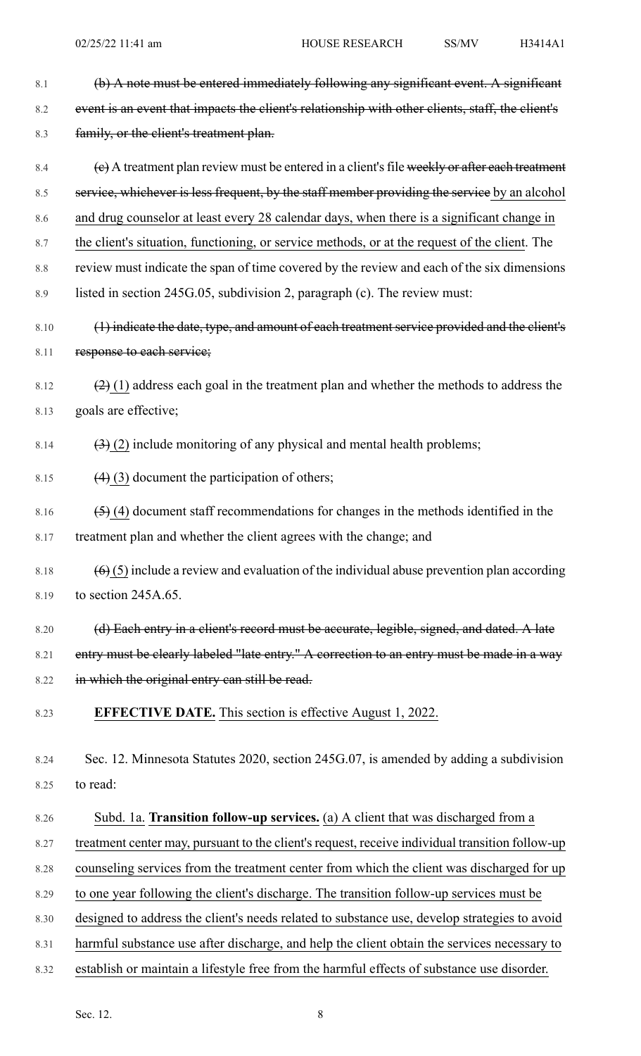8.1 ~~(b) A note must be entered immediately following any significant event. A significant~~
8.2 ~~event is an event that impacts the client's relationship with other clients, staff, the client's~~
8.3 ~~family, or the client's treatment plan.~~

8.4 ~~(c)~~ A treatment plan review must be entered in a client's file ~~weekly or after each treatment~~
8.5 ~~service, whichever is less frequent, by the staff member providing the service~~ <u>by an alcohol</u>
8.6 <u>and drug counselor at least every 28 calendar days, when there is a significant change in</u>
8.7 <u>the client's situation, functioning, or service methods, or at the request of the client</u>. The
8.8 review must indicate the span of time covered by the review and each of the six dimensions
8.9 listed in section 245G.05, subdivision 2, paragraph (c). The review must:

8.10 ~~(1) indicate the date, type, and amount of each treatment service provided and the client's~~
8.11 ~~response to each service;~~

8.12 ~~(2)~~ <u>(1)</u> address each goal in the treatment plan and whether the methods to address the
8.13 goals are effective;

8.14 ~~(3)~~ <u>(2)</u> include monitoring of any physical and mental health problems;

8.15 ~~(4)~~ <u>(3)</u> document the participation of others;

8.16 ~~(5)~~ <u>(4)</u> document staff recommendations for changes in the methods identified in the
8.17 treatment plan and whether the client agrees with the change; and

8.18 ~~(6)~~ <u>(5)</u> include a review and evaluation of the individual abuse prevention plan according
8.19 to section 245A.65.

8.20 ~~(d) Each entry in a client's record must be accurate, legible, signed, and dated. A late~~
8.21 ~~entry must be clearly labeled "late entry." A correction to an entry must be made in a way~~
8.22 ~~in which the original entry can still be read.~~

8.23 <u>**EFFECTIVE DATE.** This section is effective August 1, 2022.</u>

8.24 Sec. 12. Minnesota Statutes 2020, section 245G.07, is amended by adding a subdivision
8.25 to read:

8.26 <u>Subd. 1a. **Transition follow-up services.** (a) A client that was discharged from a</u>
8.27 <u>treatment center may, pursuant to the client's request, receive individual transition follow-up</u>
8.28 <u>counseling services from the treatment center from which the client was discharged for up</u>
8.29 <u>to one year following the client's discharge. The transition follow-up services must be</u>
8.30 <u>designed to address the client's needs related to substance use, develop strategies to avoid</u>
8.31 <u>harmful substance use after discharge, and help the client obtain the services necessary to</u>
8.32 <u>establish or maintain a lifestyle free from the harmful effects of substance use disorder.</u>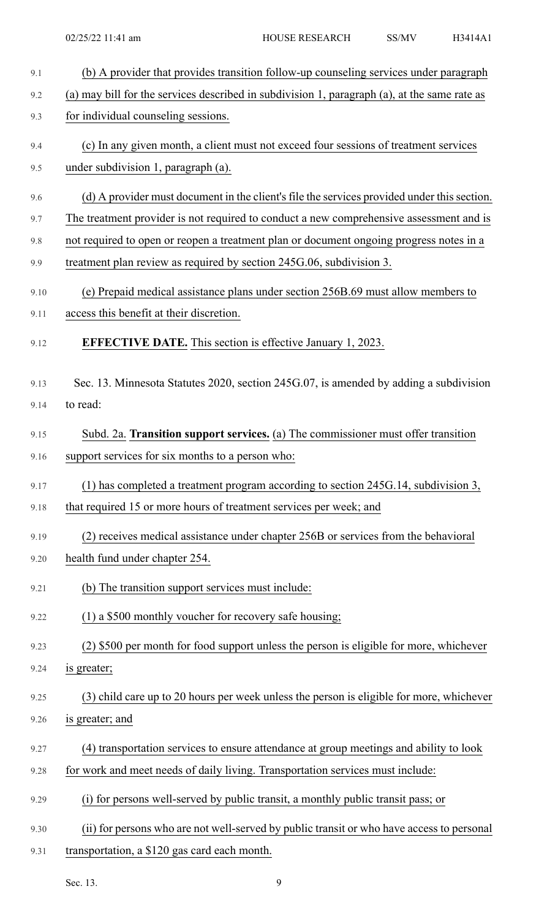(b) A provider that provides transition follow-up counseling services under paragraph (a) may bill for the services described in subdivision 1, paragraph (a), at the same rate as for individual counseling sessions.

(c) In any given month, a client must not exceed four sessions of treatment services under subdivision 1, paragraph (a).

(d) A provider must document in the client's file the services provided under this section. The treatment provider is not required to conduct a new comprehensive assessment and is not required to open or reopen a treatment plan or document ongoing progress notes in a treatment plan review as required by section 245G.06, subdivision 3.

(e) Prepaid medical assistance plans under section 256B.69 must allow members to access this benefit at their discretion.

**EFFECTIVE DATE.** This section is effective January 1, 2023.

Sec. 13. Minnesota Statutes 2020, section 245G.07, is amended by adding a subdivision to read:

Subd. 2a. **Transition support services.** (a) The commissioner must offer transition support services for six months to a person who:

(1) has completed a treatment program according to section 245G.14, subdivision 3, that required 15 or more hours of treatment services per week; and

(2) receives medical assistance under chapter 256B or services from the behavioral health fund under chapter 254.

(b) The transition support services must include:

(1) a $500 monthly voucher for recovery safe housing;

(2) $500 per month for food support unless the person is eligible for more, whichever is greater;

(3) child care up to 20 hours per week unless the person is eligible for more, whichever is greater; and

(4) transportation services to ensure attendance at group meetings and ability to look for work and meet needs of daily living. Transportation services must include:

(i) for persons well-served by public transit, a monthly public transit pass; or

(ii) for persons who are not well-served by public transit or who have access to personal transportation, a $120 gas card each month.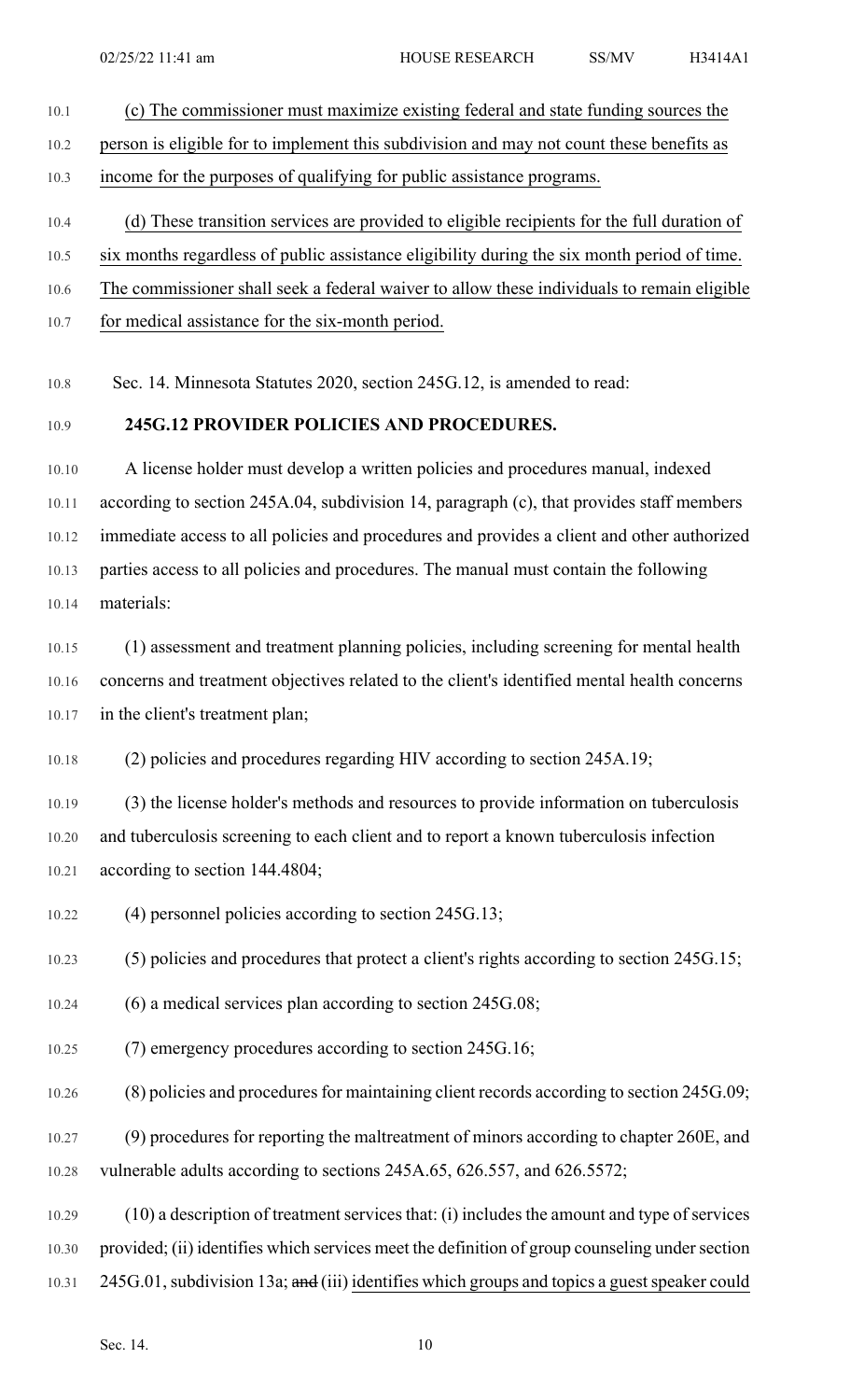(c) The commissioner must maximize existing federal and state funding sources the person is eligible for to implement this subdivision and may not count these benefits as income for the purposes of qualifying for public assistance programs.

(d) These transition services are provided to eligible recipients for the full duration of six months regardless of public assistance eligibility during the six month period of time. The commissioner shall seek a federal waiver to allow these individuals to remain eligible for medical assistance for the six-month period.

Sec. 14. Minnesota Statutes 2020, section 245G.12, is amended to read:

**245G.12 PROVIDER POLICIES AND PROCEDURES.**

A license holder must develop a written policies and procedures manual, indexed according to section 245A.04, subdivision 14, paragraph (c), that provides staff members immediate access to all policies and procedures and provides a client and other authorized parties access to all policies and procedures. The manual must contain the following materials:

(1) assessment and treatment planning policies, including screening for mental health concerns and treatment objectives related to the client's identified mental health concerns in the client's treatment plan;

(2) policies and procedures regarding HIV according to section 245A.19;

(3) the license holder's methods and resources to provide information on tuberculosis and tuberculosis screening to each client and to report a known tuberculosis infection according to section 144.4804;

(4) personnel policies according to section 245G.13;

(5) policies and procedures that protect a client's rights according to section 245G.15;

(6) a medical services plan according to section 245G.08;

(7) emergency procedures according to section 245G.16;

(8) policies and procedures for maintaining client records according to section 245G.09;

(9) procedures for reporting the maltreatment of minors according to chapter 260E, and vulnerable adults according to sections 245A.65, 626.557, and 626.5572;

(10) a description of treatment services that: (i) includes the amount and type of services provided; (ii) identifies which services meet the definition of group counseling under section 245G.01, subdivision 13a; ~~and~~ (iii) identifies which groups and topics a guest speaker could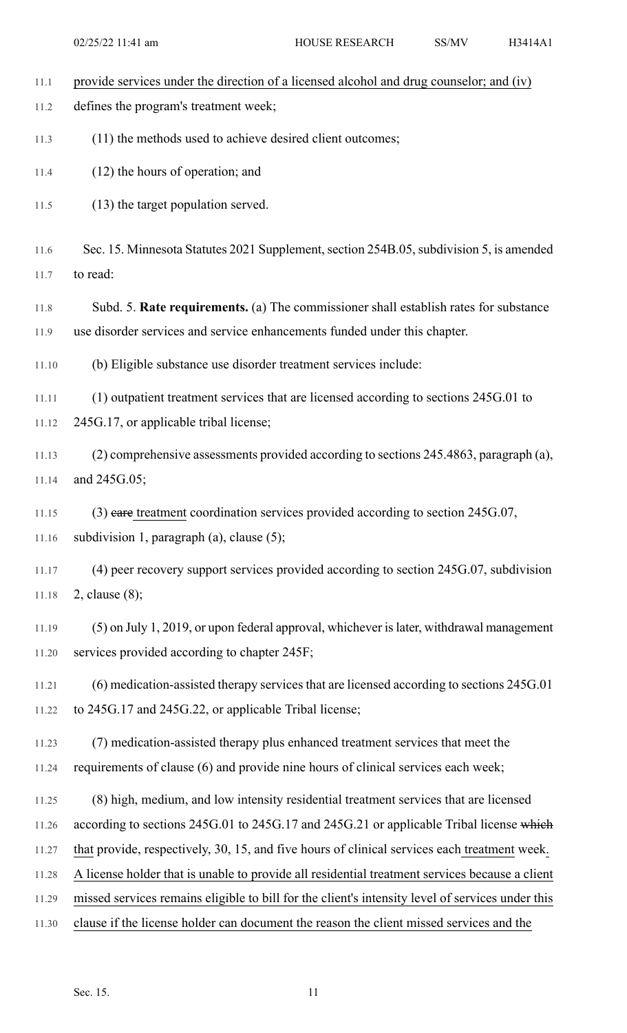provide services under the direction of a licensed alcohol and drug counselor; and (iv) defines the program's treatment week;

(11) the methods used to achieve desired client outcomes;

(12) the hours of operation; and

(13) the target population served.

Sec. 15. Minnesota Statutes 2021 Supplement, section 254B.05, subdivision 5, is amended to read:

Subd. 5. **Rate requirements.** (a) The commissioner shall establish rates for substance use disorder services and service enhancements funded under this chapter.

(b) Eligible substance use disorder treatment services include:

(1) outpatient treatment services that are licensed according to sections 245G.01 to 245G.17, or applicable tribal license;

(2) comprehensive assessments provided according to sections 245.4863, paragraph (a), and 245G.05;

(3) ~~care~~ treatment coordination services provided according to section 245G.07, subdivision 1, paragraph (a), clause (5);

(4) peer recovery support services provided according to section 245G.07, subdivision 2, clause (8);

(5) on July 1, 2019, or upon federal approval, whichever is later, withdrawal management services provided according to chapter 245F;

(6) medication-assisted therapy services that are licensed according to sections 245G.01 to 245G.17 and 245G.22, or applicable Tribal license;

(7) medication-assisted therapy plus enhanced treatment services that meet the requirements of clause (6) and provide nine hours of clinical services each week;

(8) high, medium, and low intensity residential treatment services that are licensed according to sections 245G.01 to 245G.17 and 245G.21 or applicable Tribal license ~~which~~ that provide, respectively, 30, 15, and five hours of clinical services each treatment week. A license holder that is unable to provide all residential treatment services because a client missed services remains eligible to bill for the client's intensity level of services under this clause if the license holder can document the reason the client missed services and the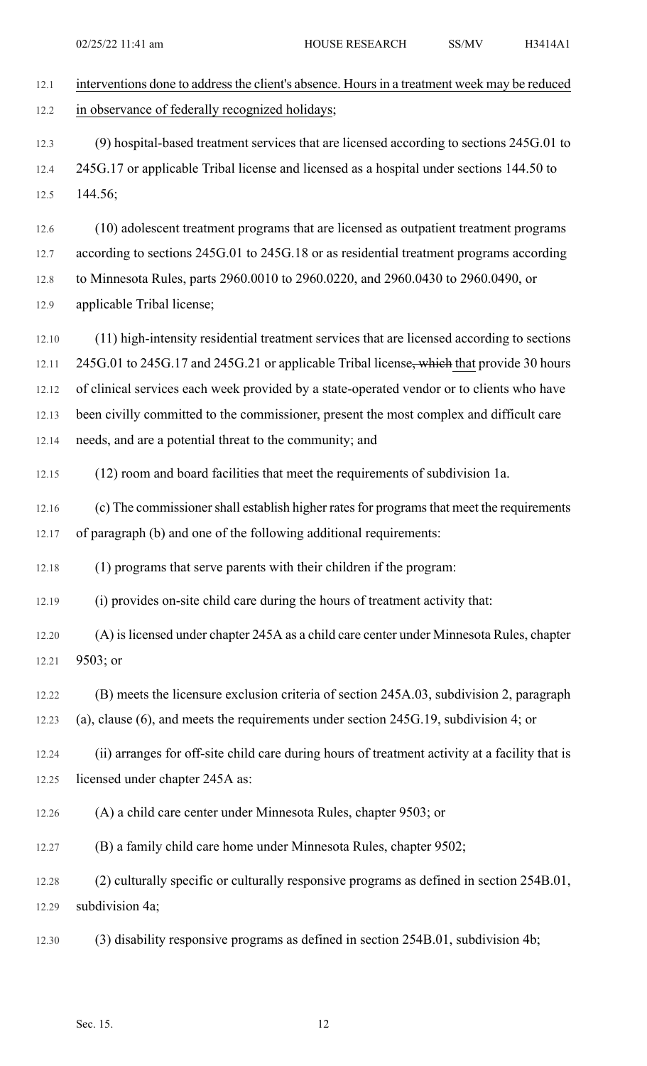interventions done to address the client's absence. Hours in a treatment week may be reduced in observance of federally recognized holidays;

(9) hospital-based treatment services that are licensed according to sections 245G.01 to 245G.17 or applicable Tribal license and licensed as a hospital under sections 144.50 to 144.56;

(10) adolescent treatment programs that are licensed as outpatient treatment programs according to sections 245G.01 to 245G.18 or as residential treatment programs according to Minnesota Rules, parts 2960.0010 to 2960.0220, and 2960.0430 to 2960.0490, or applicable Tribal license;

(11) high-intensity residential treatment services that are licensed according to sections 245G.01 to 245G.17 and 245G.21 or applicable Tribal license~~, which~~ that provide 30 hours of clinical services each week provided by a state-operated vendor or to clients who have been civilly committed to the commissioner, present the most complex and difficult care needs, and are a potential threat to the community; and

(12) room and board facilities that meet the requirements of subdivision 1a.

(c) The commissioner shall establish higher rates for programs that meet the requirements of paragraph (b) and one of the following additional requirements:

(1) programs that serve parents with their children if the program:

(i) provides on-site child care during the hours of treatment activity that:

(A) is licensed under chapter 245A as a child care center under Minnesota Rules, chapter 9503; or

(B) meets the licensure exclusion criteria of section 245A.03, subdivision 2, paragraph (a), clause (6), and meets the requirements under section 245G.19, subdivision 4; or

(ii) arranges for off-site child care during hours of treatment activity at a facility that is licensed under chapter 245A as:

(A) a child care center under Minnesota Rules, chapter 9503; or

(B) a family child care home under Minnesota Rules, chapter 9502;

(2) culturally specific or culturally responsive programs as defined in section 254B.01, subdivision 4a;

(3) disability responsive programs as defined in section 254B.01, subdivision 4b;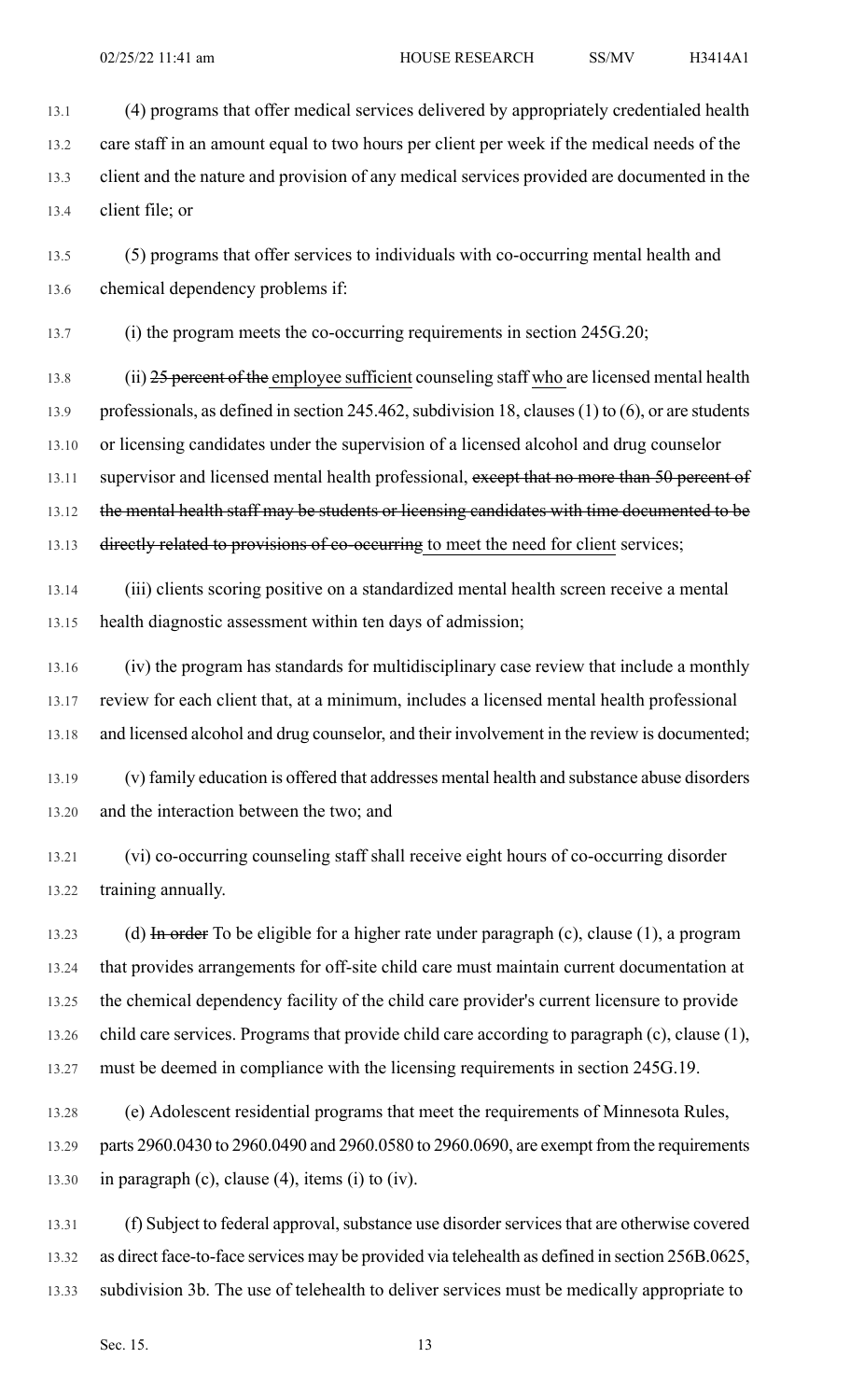(4) programs that offer medical services delivered by appropriately credentialed health care staff in an amount equal to two hours per client per week if the medical needs of the client and the nature and provision of any medical services provided are documented in the client file; or

(5) programs that offer services to individuals with co-occurring mental health and chemical dependency problems if:

(i) the program meets the co-occurring requirements in section 245G.20;

(ii) ~~25 percent of the~~ employee sufficient counseling staff who are licensed mental health professionals, as defined in section 245.462, subdivision 18, clauses (1) to (6), or are students or licensing candidates under the supervision of a licensed alcohol and drug counselor supervisor and licensed mental health professional, ~~except that no more than 50 percent of the mental health staff may be students or licensing candidates with time documented to be directly related to provisions of co-occurring~~ to meet the need for client services;

(iii) clients scoring positive on a standardized mental health screen receive a mental health diagnostic assessment within ten days of admission;

(iv) the program has standards for multidisciplinary case review that include a monthly review for each client that, at a minimum, includes a licensed mental health professional and licensed alcohol and drug counselor, and their involvement in the review is documented;

(v) family education is offered that addresses mental health and substance abuse disorders and the interaction between the two; and

(vi) co-occurring counseling staff shall receive eight hours of co-occurring disorder training annually.

(d) ~~In order~~ To be eligible for a higher rate under paragraph (c), clause (1), a program that provides arrangements for off-site child care must maintain current documentation at the chemical dependency facility of the child care provider's current licensure to provide child care services. Programs that provide child care according to paragraph (c), clause (1), must be deemed in compliance with the licensing requirements in section 245G.19.

(e) Adolescent residential programs that meet the requirements of Minnesota Rules, parts 2960.0430 to 2960.0490 and 2960.0580 to 2960.0690, are exempt from the requirements in paragraph (c), clause (4), items (i) to (iv).

(f) Subject to federal approval, substance use disorder services that are otherwise covered as direct face-to-face services may be provided via telehealth as defined in section 256B.0625, subdivision 3b. The use of telehealth to deliver services must be medically appropriate to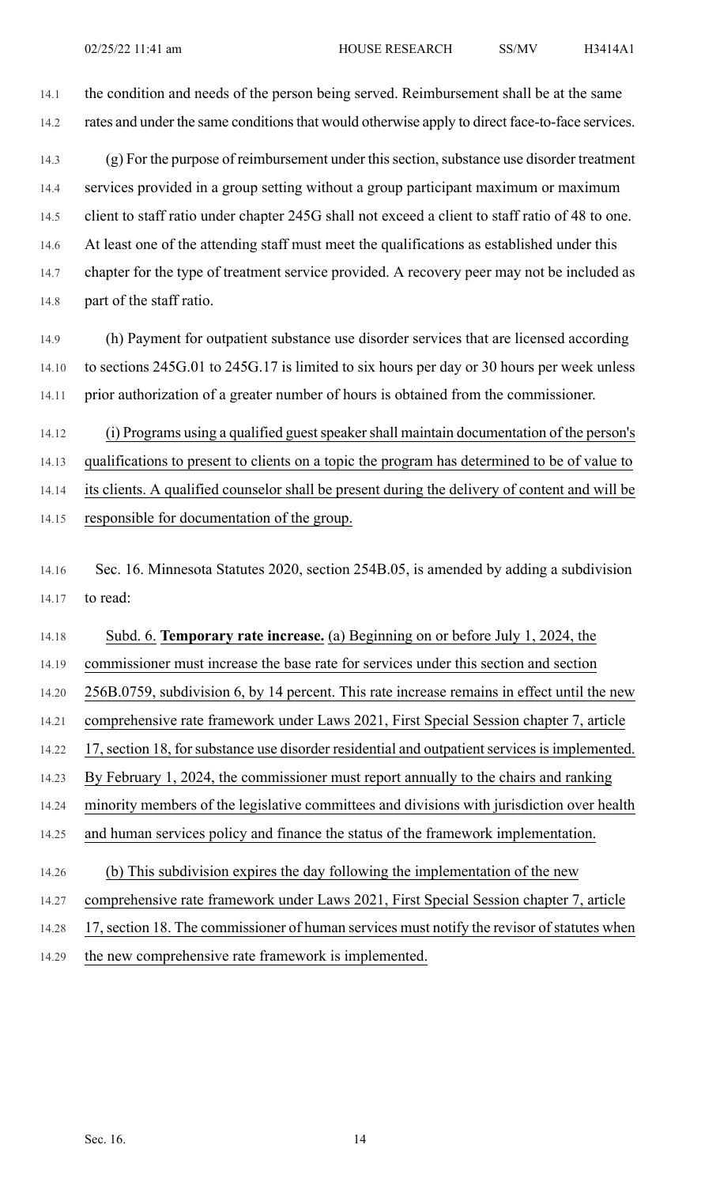the condition and needs of the person being served. Reimbursement shall be at the same rates and under the same conditions that would otherwise apply to direct face-to-face services.

(g) For the purpose of reimbursement under this section, substance use disorder treatment services provided in a group setting without a group participant maximum or maximum client to staff ratio under chapter 245G shall not exceed a client to staff ratio of 48 to one. At least one of the attending staff must meet the qualifications as established under this chapter for the type of treatment service provided. A recovery peer may not be included as part of the staff ratio.

(h) Payment for outpatient substance use disorder services that are licensed according to sections 245G.01 to 245G.17 is limited to six hours per day or 30 hours per week unless prior authorization of a greater number of hours is obtained from the commissioner.

(i) Programs using a qualified guest speaker shall maintain documentation of the person's qualifications to present to clients on a topic the program has determined to be of value to its clients. A qualified counselor shall be present during the delivery of content and will be responsible for documentation of the group.

Sec. 16. Minnesota Statutes 2020, section 254B.05, is amended by adding a subdivision to read:

Subd. 6. **Temporary rate increase.** (a) Beginning on or before July 1, 2024, the commissioner must increase the base rate for services under this section and section 256B.0759, subdivision 6, by 14 percent. This rate increase remains in effect until the new comprehensive rate framework under Laws 2021, First Special Session chapter 7, article 17, section 18, for substance use disorder residential and outpatient services is implemented. By February 1, 2024, the commissioner must report annually to the chairs and ranking minority members of the legislative committees and divisions with jurisdiction over health and human services policy and finance the status of the framework implementation.

(b) This subdivision expires the day following the implementation of the new comprehensive rate framework under Laws 2021, First Special Session chapter 7, article 17, section 18. The commissioner of human services must notify the revisor of statutes when the new comprehensive rate framework is implemented.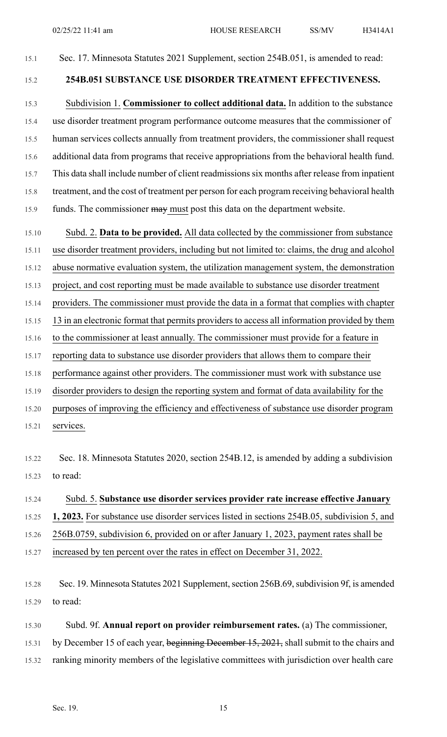Sec. 17. Minnesota Statutes 2021 Supplement, section 254B.051, is amended to read:

**254B.051 SUBSTANCE USE DISORDER TREATMENT EFFECTIVENESS.**

Subdivision 1. **Commissioner to collect additional data.** In addition to the substance use disorder treatment program performance outcome measures that the commissioner of human services collects annually from treatment providers, the commissioner shall request additional data from programs that receive appropriations from the behavioral health fund. This data shall include number of client readmissions six months after release from inpatient treatment, and the cost of treatment per person for each program receiving behavioral health funds. The commissioner ~~may~~ must post this data on the department website.

Subd. 2. **Data to be provided.** All data collected by the commissioner from substance use disorder treatment providers, including but not limited to: claims, the drug and alcohol abuse normative evaluation system, the utilization management system, the demonstration project, and cost reporting must be made available to substance use disorder treatment providers. The commissioner must provide the data in a format that complies with chapter 13 in an electronic format that permits providers to access all information provided by them to the commissioner at least annually. The commissioner must provide for a feature in reporting data to substance use disorder providers that allows them to compare their performance against other providers. The commissioner must work with substance use disorder providers to design the reporting system and format of data availability for the purposes of improving the efficiency and effectiveness of substance use disorder program services.

Sec. 18. Minnesota Statutes 2020, section 254B.12, is amended by adding a subdivision to read:

Subd. 5. **Substance use disorder services provider rate increase effective January 1, 2023.** For substance use disorder services listed in sections 254B.05, subdivision 5, and 256B.0759, subdivision 6, provided on or after January 1, 2023, payment rates shall be increased by ten percent over the rates in effect on December 31, 2022.

Sec. 19. Minnesota Statutes 2021 Supplement, section 256B.69, subdivision 9f, is amended to read:

Subd. 9f. **Annual report on provider reimbursement rates.** (a) The commissioner, by December 15 of each year, ~~beginning December 15, 2021,~~ shall submit to the chairs and ranking minority members of the legislative committees with jurisdiction over health care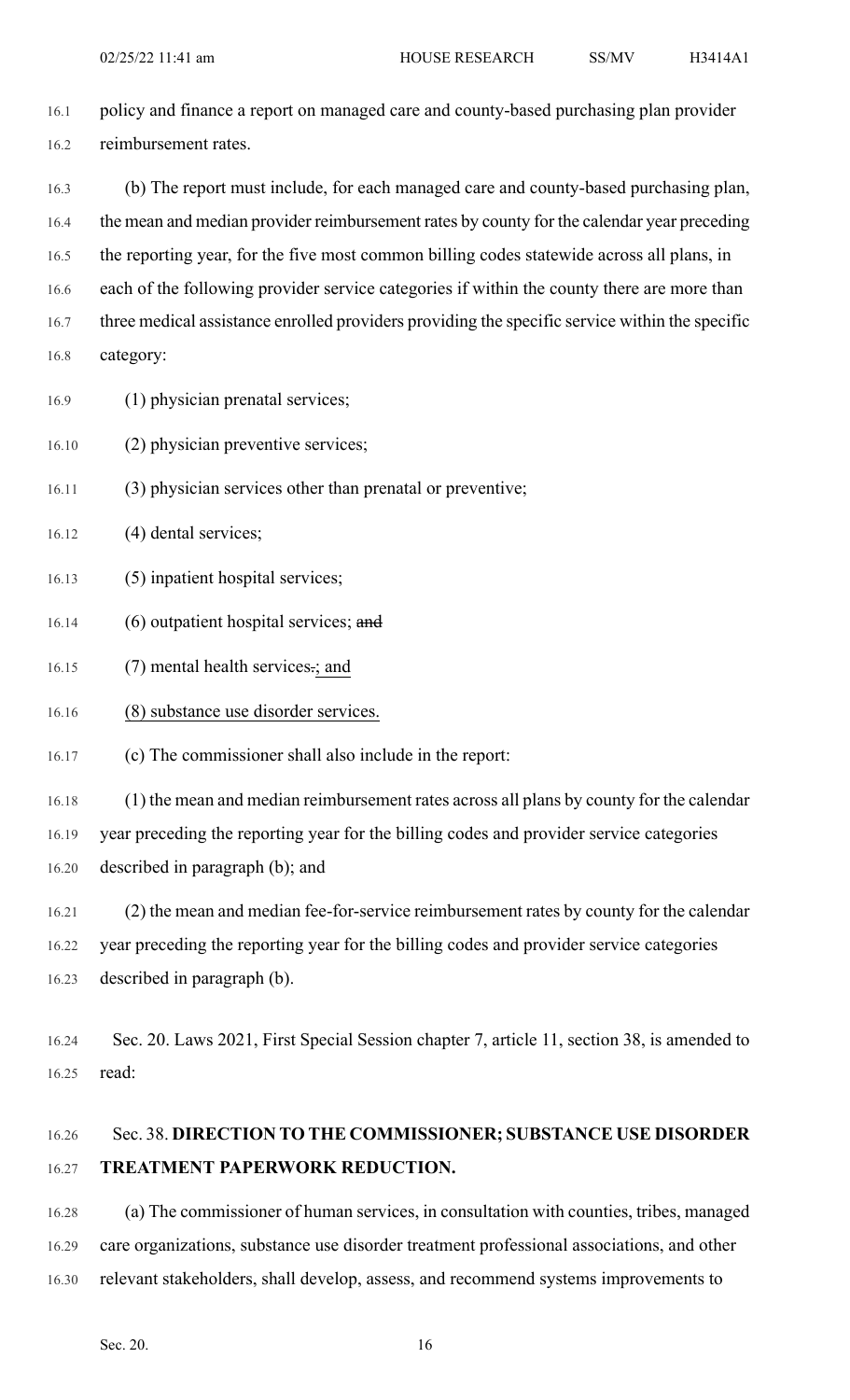policy and finance a report on managed care and county-based purchasing plan provider reimbursement rates.

(b) The report must include, for each managed care and county-based purchasing plan, the mean and median provider reimbursement rates by county for the calendar year preceding the reporting year, for the five most common billing codes statewide across all plans, in each of the following provider service categories if within the county there are more than three medical assistance enrolled providers providing the specific service within the specific category:

(1) physician prenatal services;

(2) physician preventive services;

(3) physician services other than prenatal or preventive;

(4) dental services;

(5) inpatient hospital services;

(6) outpatient hospital services; ~~and~~

(7) mental health services~~.~~<u>; and</u>

<u>(8) substance use disorder services.</u>

(c) The commissioner shall also include in the report:

(1) the mean and median reimbursement rates across all plans by county for the calendar year preceding the reporting year for the billing codes and provider service categories described in paragraph (b); and

(2) the mean and median fee-for-service reimbursement rates by county for the calendar year preceding the reporting year for the billing codes and provider service categories described in paragraph (b).

Sec. 20. Laws 2021, First Special Session chapter 7, article 11, section 38, is amended to read:

Sec. 38. **DIRECTION TO THE COMMISSIONER; SUBSTANCE USE DISORDER TREATMENT PAPERWORK REDUCTION.**

(a) The commissioner of human services, in consultation with counties, tribes, managed care organizations, substance use disorder treatment professional associations, and other relevant stakeholders, shall develop, assess, and recommend systems improvements to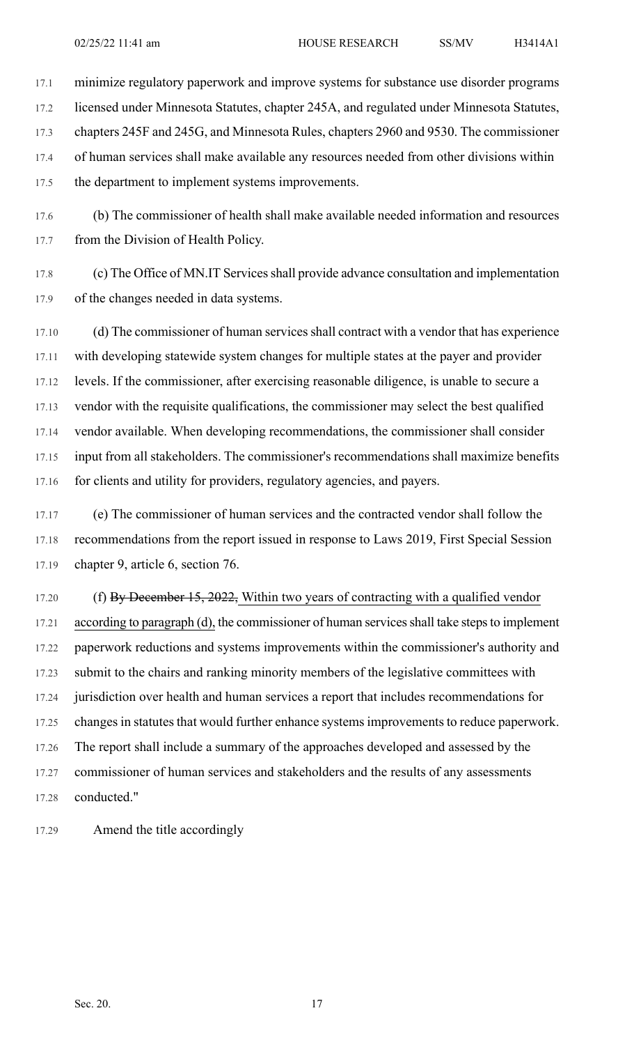minimize regulatory paperwork and improve systems for substance use disorder programs licensed under Minnesota Statutes, chapter 245A, and regulated under Minnesota Statutes, chapters 245F and 245G, and Minnesota Rules, chapters 2960 and 9530. The commissioner of human services shall make available any resources needed from other divisions within the department to implement systems improvements.

(b) The commissioner of health shall make available needed information and resources from the Division of Health Policy.

(c) The Office of MN.IT Services shall provide advance consultation and implementation of the changes needed in data systems.

(d) The commissioner of human services shall contract with a vendor that has experience with developing statewide system changes for multiple states at the payer and provider levels. If the commissioner, after exercising reasonable diligence, is unable to secure a vendor with the requisite qualifications, the commissioner may select the best qualified vendor available. When developing recommendations, the commissioner shall consider input from all stakeholders. The commissioner's recommendations shall maximize benefits for clients and utility for providers, regulatory agencies, and payers.

(e) The commissioner of human services and the contracted vendor shall follow the recommendations from the report issued in response to Laws 2019, First Special Session chapter 9, article 6, section 76.

(f) ~~By December 15, 2022,~~ Within two years of contracting with a qualified vendor according to paragraph (d), the commissioner of human services shall take steps to implement paperwork reductions and systems improvements within the commissioner's authority and submit to the chairs and ranking minority members of the legislative committees with jurisdiction over health and human services a report that includes recommendations for changes in statutes that would further enhance systems improvements to reduce paperwork. The report shall include a summary of the approaches developed and assessed by the commissioner of human services and stakeholders and the results of any assessments conducted."

Amend the title accordingly